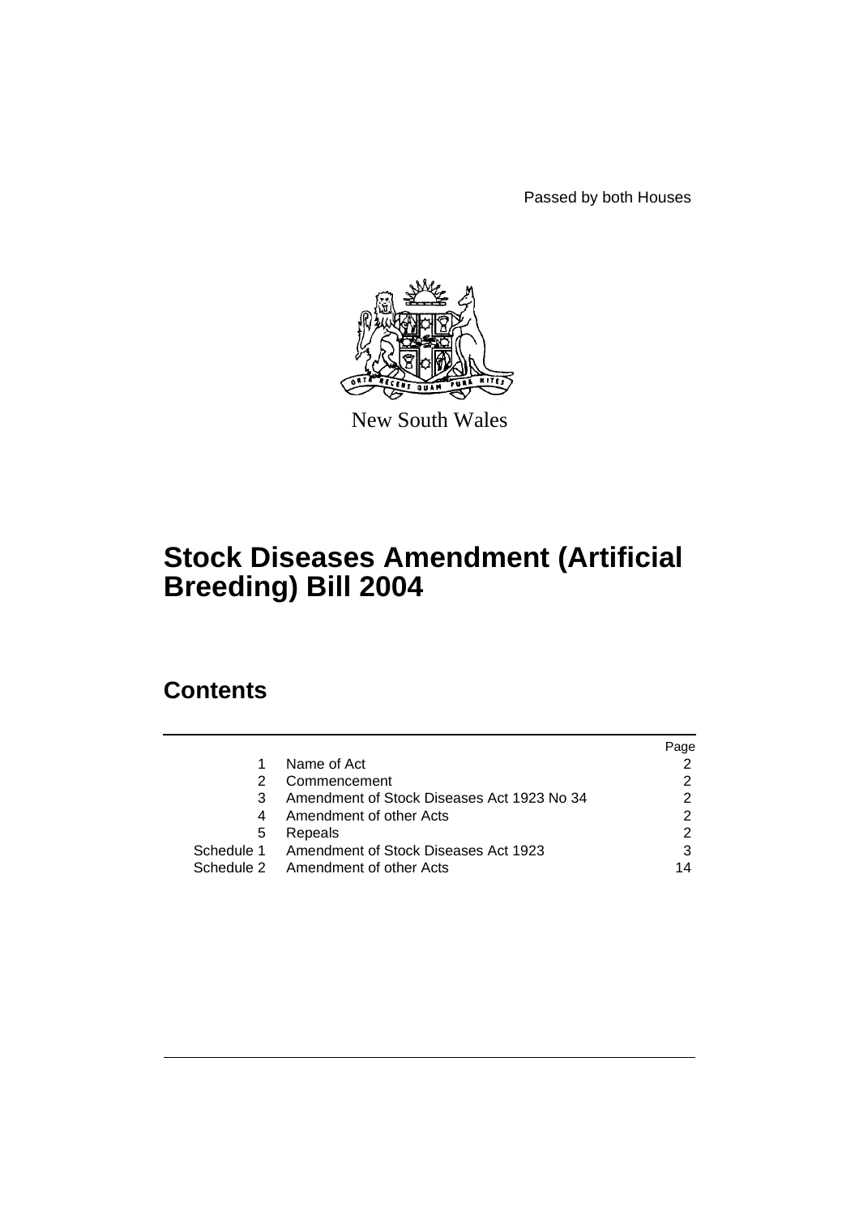Passed by both Houses

New South Wales

# Stock Diseases Amendment (Artificial Breeding) Bill 2004

## Contents

| | | Page |
|---|---|---|
| 1 | Name of Act | 2 |
| 2 | Commencement | 2 |
| 3 | Amendment of Stock Diseases Act 1923 No 34 | 2 |
| 4 | Amendment of other Acts | 2 |
| 5 | Repeals | 2 |
| Schedule 1 | Amendment of Stock Diseases Act 1923 | 3 |
| Schedule 2 | Amendment of other Acts | 14 |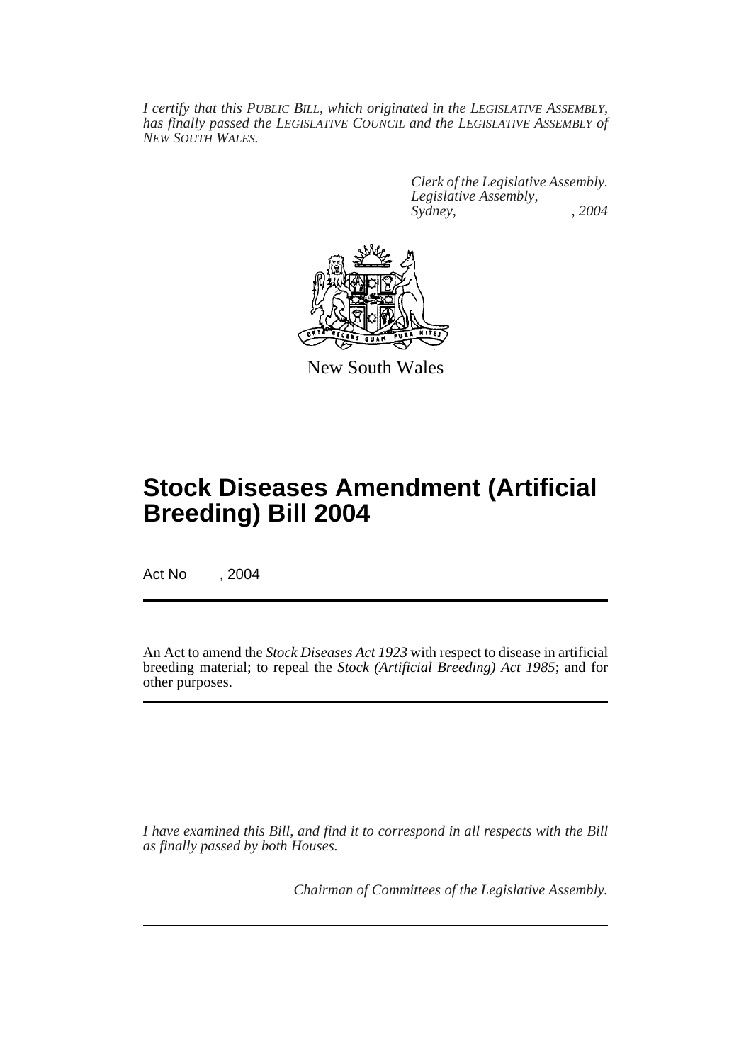*I certify that this PUBLIC BILL, which originated in the LEGISLATIVE ASSEMBLY, has finally passed the LEGISLATIVE COUNCIL and the LEGISLATIVE ASSEMBLY of NEW SOUTH WALES.*

*Clerk of the Legislative Assembly.*
*Legislative Assembly,*
*Sydney, , 2004*

New South Wales

# Stock Diseases Amendment (Artificial Breeding) Bill 2004

Act No , 2004

An Act to amend the *Stock Diseases Act 1923* with respect to disease in artificial breeding material; to repeal the *Stock (Artificial Breeding) Act 1985*; and for other purposes.

*I have examined this Bill, and find it to correspond in all respects with the Bill as finally passed by both Houses.*

*Chairman of Committees of the Legislative Assembly.*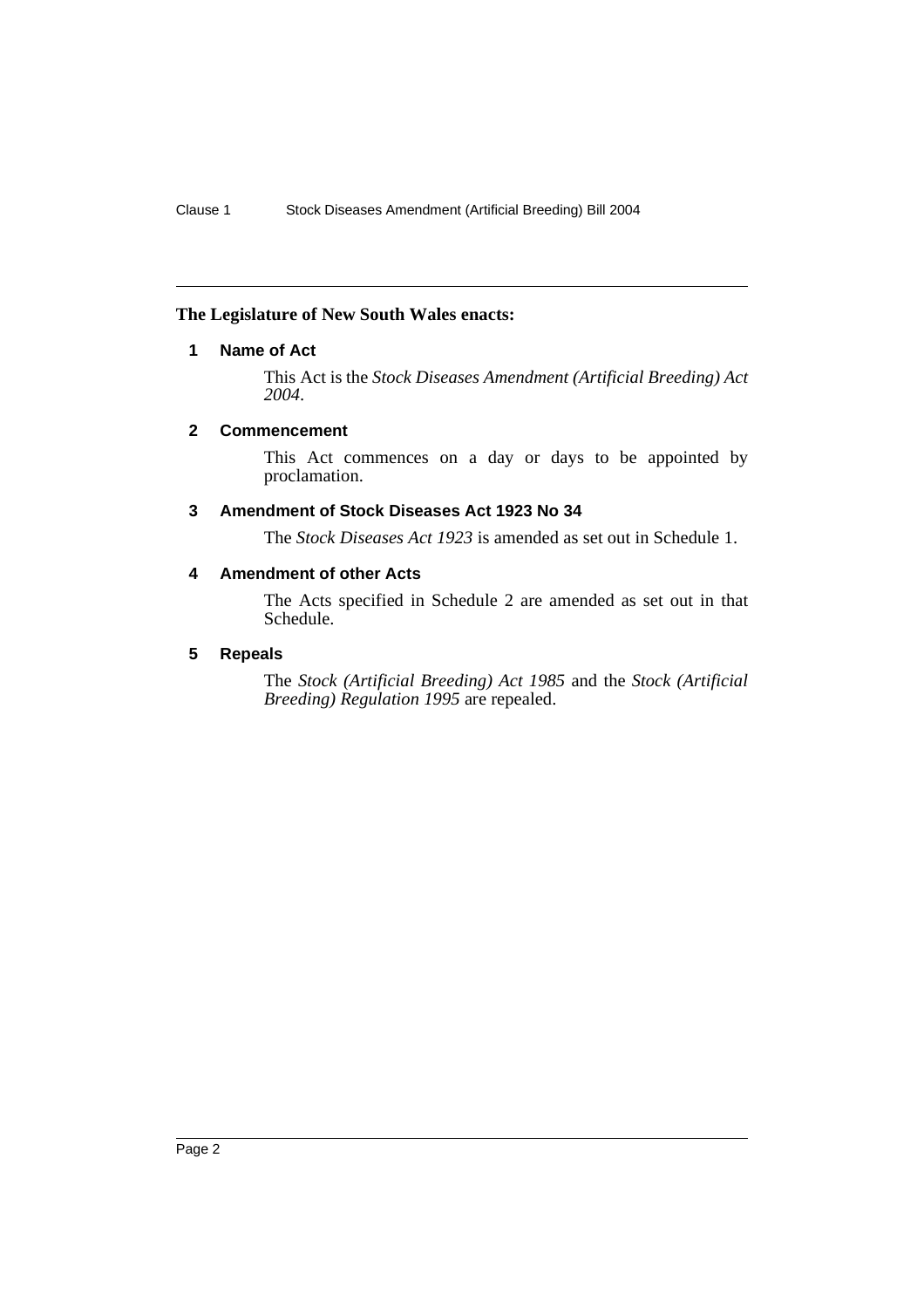**The Legislature of New South Wales enacts:**

## 1 Name of Act

This Act is the *Stock Diseases Amendment (Artificial Breeding) Act 2004*.

## 2 Commencement

This Act commences on a day or days to be appointed by proclamation.

## 3 Amendment of Stock Diseases Act 1923 No 34

The *Stock Diseases Act 1923* is amended as set out in Schedule 1.

## 4 Amendment of other Acts

The Acts specified in Schedule 2 are amended as set out in that Schedule.

## 5 Repeals

The *Stock (Artificial Breeding) Act 1985* and the *Stock (Artificial Breeding) Regulation 1995* are repealed.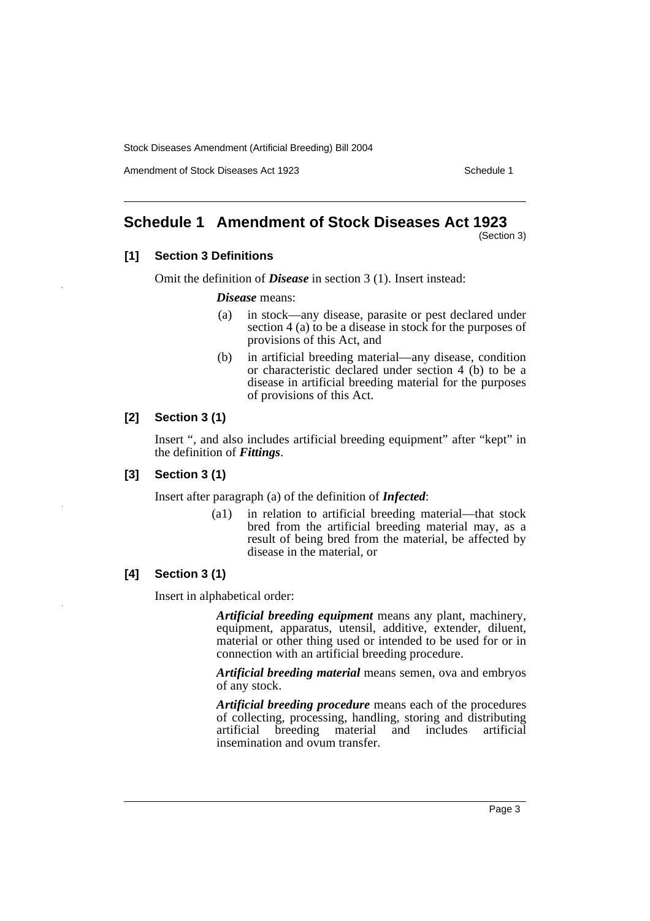# Schedule 1 Amendment of Stock Diseases Act 1923

(Section 3)

### [1] Section 3 Definitions

Omit the definition of ***Disease*** in section 3 (1). Insert instead:

> ***Disease*** means:
>
> (a) in stock—any disease, parasite or pest declared under section 4 (a) to be a disease in stock for the purposes of provisions of this Act, and
>
> (b) in artificial breeding material—any disease, condition or characteristic declared under section 4 (b) to be a disease in artificial breeding material for the purposes of provisions of this Act.

### [2] Section 3 (1)

Insert ", and also includes artificial breeding equipment" after "kept" in the definition of ***Fittings***.

### [3] Section 3 (1)

Insert after paragraph (a) of the definition of ***Infected***:

> (a1) in relation to artificial breeding material—that stock bred from the artificial breeding material may, as a result of being bred from the material, be affected by disease in the material, or

### [4] Section 3 (1)

Insert in alphabetical order:

> ***Artificial breeding equipment*** means any plant, machinery, equipment, apparatus, utensil, additive, extender, diluent, material or other thing used or intended to be used for or in connection with an artificial breeding procedure.
>
> ***Artificial breeding material*** means semen, ova and embryos of any stock.
>
> ***Artificial breeding procedure*** means each of the procedures of collecting, processing, handling, storing and distributing artificial breeding material and includes artificial insemination and ovum transfer.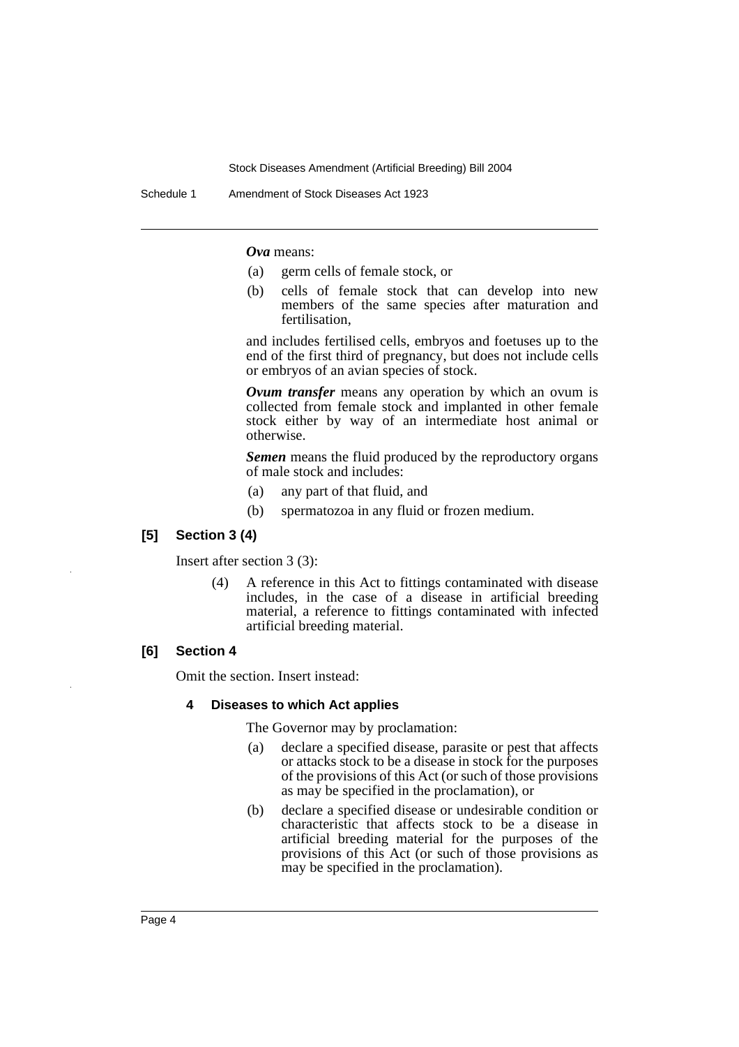***Ova*** means:

(a) germ cells of female stock, or

(b) cells of female stock that can develop into new members of the same species after maturation and fertilisation,

and includes fertilised cells, embryos and foetuses up to the end of the first third of pregnancy, but does not include cells or embryos of an avian species of stock.

***Ovum transfer*** means any operation by which an ovum is collected from female stock and implanted in other female stock either by way of an intermediate host animal or otherwise.

***Semen*** means the fluid produced by the reproductory organs of male stock and includes:

(a) any part of that fluid, and

(b) spermatozoa in any fluid or frozen medium.

### [5] Section 3 (4)

Insert after section 3 (3):

(4) A reference in this Act to fittings contaminated with disease includes, in the case of a disease in artificial breeding material, a reference to fittings contaminated with infected artificial breeding material.

### [6] Section 4

Omit the section. Insert instead:

#### 4 Diseases to which Act applies

The Governor may by proclamation:

(a) declare a specified disease, parasite or pest that affects or attacks stock to be a disease in stock for the purposes of the provisions of this Act (or such of those provisions as may be specified in the proclamation), or

(b) declare a specified disease or undesirable condition or characteristic that affects stock to be a disease in artificial breeding material for the purposes of the provisions of this Act (or such of those provisions as may be specified in the proclamation).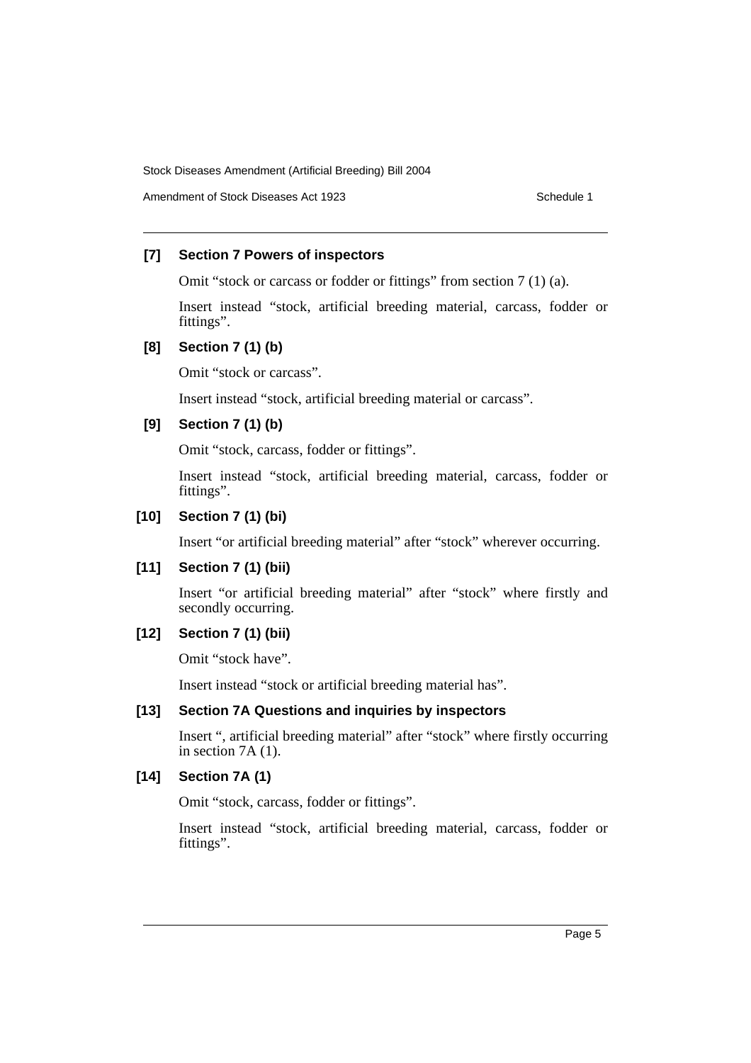### [7] Section 7 Powers of inspectors

Omit "stock or carcass or fodder or fittings" from section 7 (1) (a).

Insert instead "stock, artificial breeding material, carcass, fodder or fittings".

### [8] Section 7 (1) (b)

Omit "stock or carcass".

Insert instead "stock, artificial breeding material or carcass".

### [9] Section 7 (1) (b)

Omit "stock, carcass, fodder or fittings".

Insert instead "stock, artificial breeding material, carcass, fodder or fittings".

### [10] Section 7 (1) (bi)

Insert "or artificial breeding material" after "stock" wherever occurring.

### [11] Section 7 (1) (bii)

Insert "or artificial breeding material" after "stock" where firstly and secondly occurring.

### [12] Section 7 (1) (bii)

Omit "stock have".

Insert instead "stock or artificial breeding material has".

### [13] Section 7A Questions and inquiries by inspectors

Insert ", artificial breeding material" after "stock" where firstly occurring in section 7A (1).

### [14] Section 7A (1)

Omit "stock, carcass, fodder or fittings".

Insert instead "stock, artificial breeding material, carcass, fodder or fittings".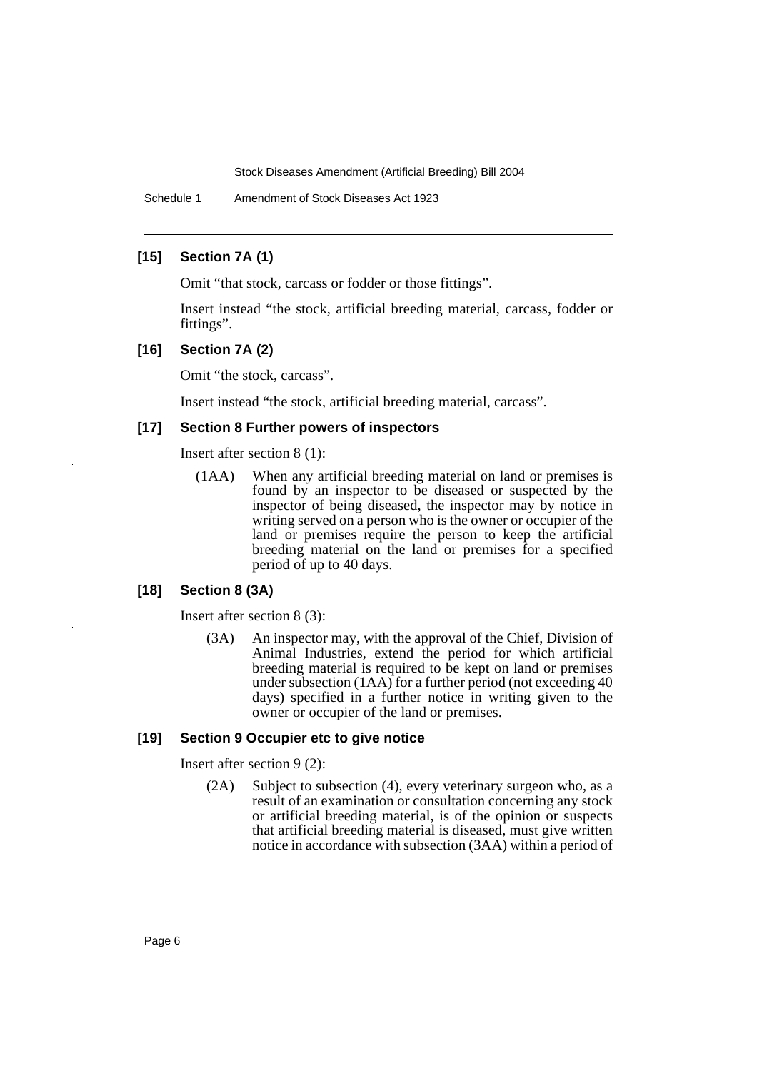### [15] Section 7A (1)

Omit "that stock, carcass or fodder or those fittings".

Insert instead "the stock, artificial breeding material, carcass, fodder or fittings".

### [16] Section 7A (2)

Omit "the stock, carcass".

Insert instead "the stock, artificial breeding material, carcass".

### [17] Section 8 Further powers of inspectors

Insert after section 8 (1):

(1AA) When any artificial breeding material on land or premises is found by an inspector to be diseased or suspected by the inspector of being diseased, the inspector may by notice in writing served on a person who is the owner or occupier of the land or premises require the person to keep the artificial breeding material on the land or premises for a specified period of up to 40 days.

### [18] Section 8 (3A)

Insert after section 8 (3):

(3A) An inspector may, with the approval of the Chief, Division of Animal Industries, extend the period for which artificial breeding material is required to be kept on land or premises under subsection (1AA) for a further period (not exceeding 40 days) specified in a further notice in writing given to the owner or occupier of the land or premises.

### [19] Section 9 Occupier etc to give notice

Insert after section 9 (2):

(2A) Subject to subsection (4), every veterinary surgeon who, as a result of an examination or consultation concerning any stock or artificial breeding material, is of the opinion or suspects that artificial breeding material is diseased, must give written notice in accordance with subsection (3AA) within a period of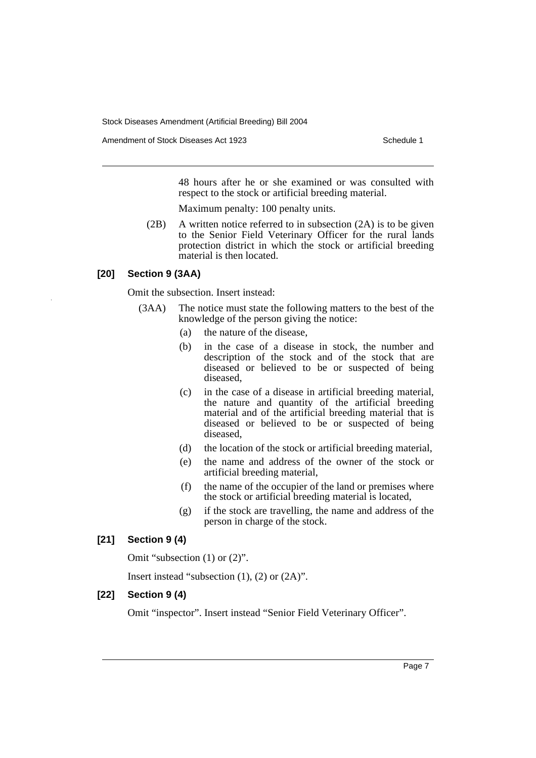48 hours after he or she examined or was consulted with respect to the stock or artificial breeding material.

Maximum penalty: 100 penalty units.

(2B) A written notice referred to in subsection (2A) is to be given to the Senior Field Veterinary Officer for the rural lands protection district in which the stock or artificial breeding material is then located.

**[20] Section 9 (3AA)**

Omit the subsection. Insert instead:

(3AA) The notice must state the following matters to the best of the knowledge of the person giving the notice:

- (a) the nature of the disease,
- (b) in the case of a disease in stock, the number and description of the stock and of the stock that are diseased or believed to be or suspected of being diseased,
- (c) in the case of a disease in artificial breeding material, the nature and quantity of the artificial breeding material and of the artificial breeding material that is diseased or believed to be or suspected of being diseased,
- (d) the location of the stock or artificial breeding material,
- (e) the name and address of the owner of the stock or artificial breeding material,
- (f) the name of the occupier of the land or premises where the stock or artificial breeding material is located,
- (g) if the stock are travelling, the name and address of the person in charge of the stock.

**[21] Section 9 (4)**

Omit "subsection (1) or (2)".

Insert instead "subsection (1), (2) or (2A)".

**[22] Section 9 (4)**

Omit "inspector". Insert instead "Senior Field Veterinary Officer".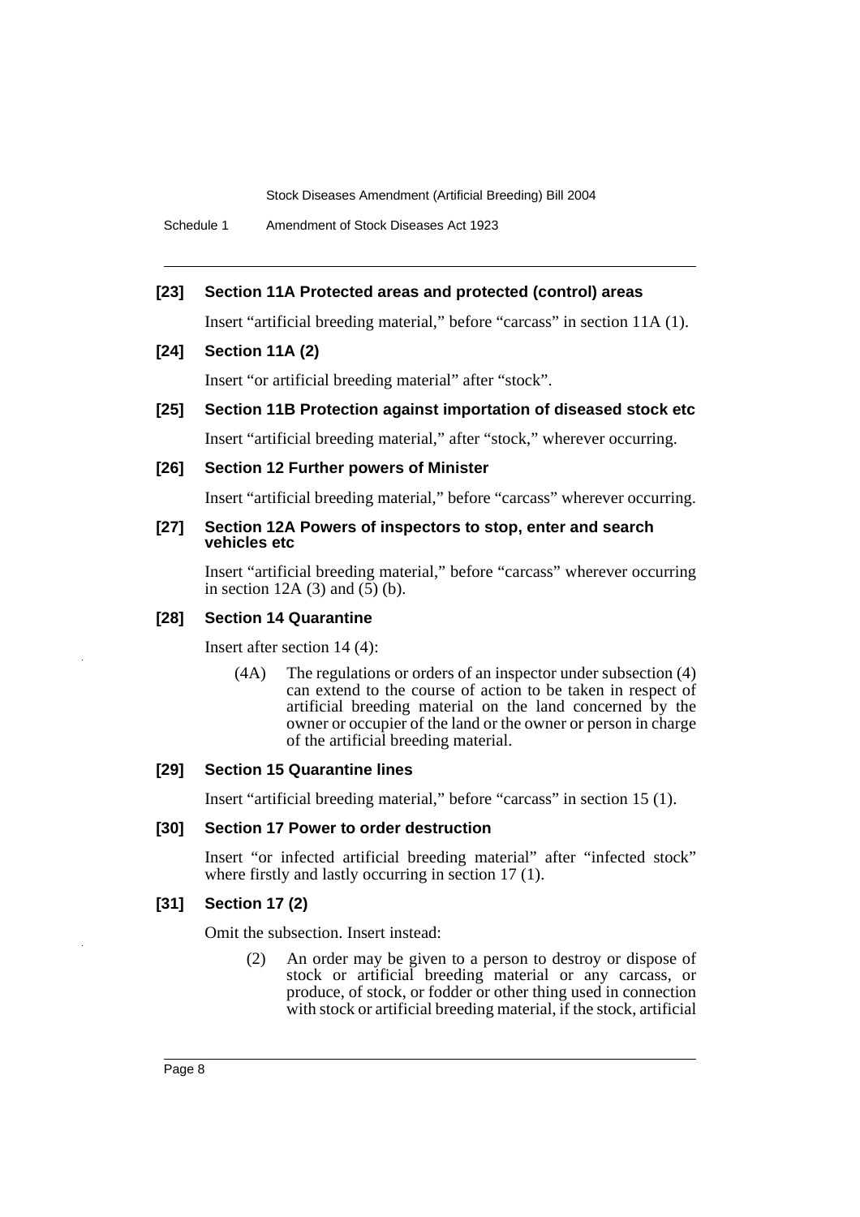**[23] Section 11A Protected areas and protected (control) areas**

Insert "artificial breeding material," before "carcass" in section 11A (1).

**[24] Section 11A (2)**

Insert "or artificial breeding material" after "stock".

**[25] Section 11B Protection against importation of diseased stock etc**

Insert "artificial breeding material," after "stock," wherever occurring.

**[26] Section 12 Further powers of Minister**

Insert "artificial breeding material," before "carcass" wherever occurring.

**[27] Section 12A Powers of inspectors to stop, enter and search vehicles etc**

Insert "artificial breeding material," before "carcass" wherever occurring in section 12A (3) and (5) (b).

**[28] Section 14 Quarantine**

Insert after section 14 (4):

(4A) The regulations or orders of an inspector under subsection (4) can extend to the course of action to be taken in respect of artificial breeding material on the land concerned by the owner or occupier of the land or the owner or person in charge of the artificial breeding material.

**[29] Section 15 Quarantine lines**

Insert "artificial breeding material," before "carcass" in section 15 (1).

**[30] Section 17 Power to order destruction**

Insert "or infected artificial breeding material" after "infected stock" where firstly and lastly occurring in section 17 (1).

**[31] Section 17 (2)**

Omit the subsection. Insert instead:

(2) An order may be given to a person to destroy or dispose of stock or artificial breeding material or any carcass, or produce, of stock, or fodder or other thing used in connection with stock or artificial breeding material, if the stock, artificial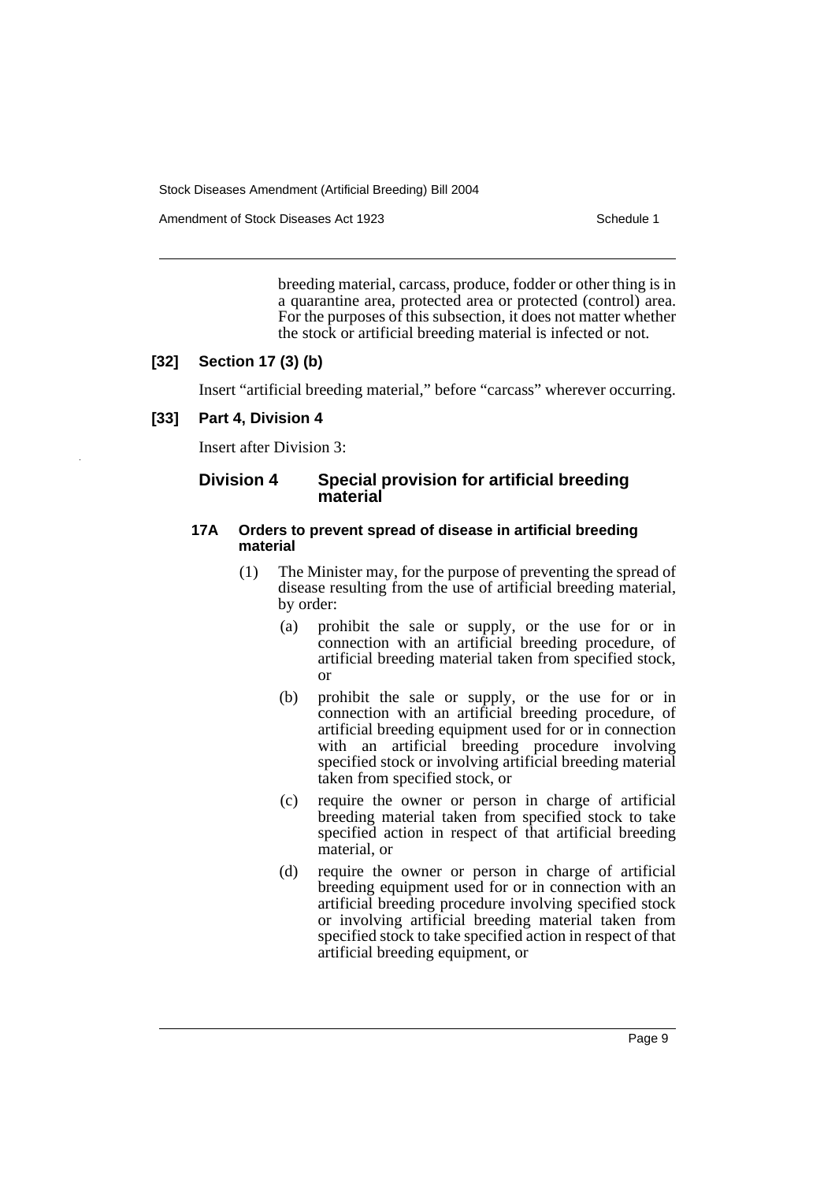breeding material, carcass, produce, fodder or other thing is in a quarantine area, protected area or protected (control) area. For the purposes of this subsection, it does not matter whether the stock or artificial breeding material is infected or not.

**[32] Section 17 (3) (b)**

Insert "artificial breeding material," before "carcass" wherever occurring.

**[33] Part 4, Division 4**

Insert after Division 3:

### Division 4 Special provision for artificial breeding material

#### 17A Orders to prevent spread of disease in artificial breeding material

(1) The Minister may, for the purpose of preventing the spread of disease resulting from the use of artificial breeding material, by order:

(a) prohibit the sale or supply, or the use for or in connection with an artificial breeding procedure, of artificial breeding material taken from specified stock, or

(b) prohibit the sale or supply, or the use for or in connection with an artificial breeding procedure, of artificial breeding equipment used for or in connection with an artificial breeding procedure involving specified stock or involving artificial breeding material taken from specified stock, or

(c) require the owner or person in charge of artificial breeding material taken from specified stock to take specified action in respect of that artificial breeding material, or

(d) require the owner or person in charge of artificial breeding equipment used for or in connection with an artificial breeding procedure involving specified stock or involving artificial breeding material taken from specified stock to take specified action in respect of that artificial breeding equipment, or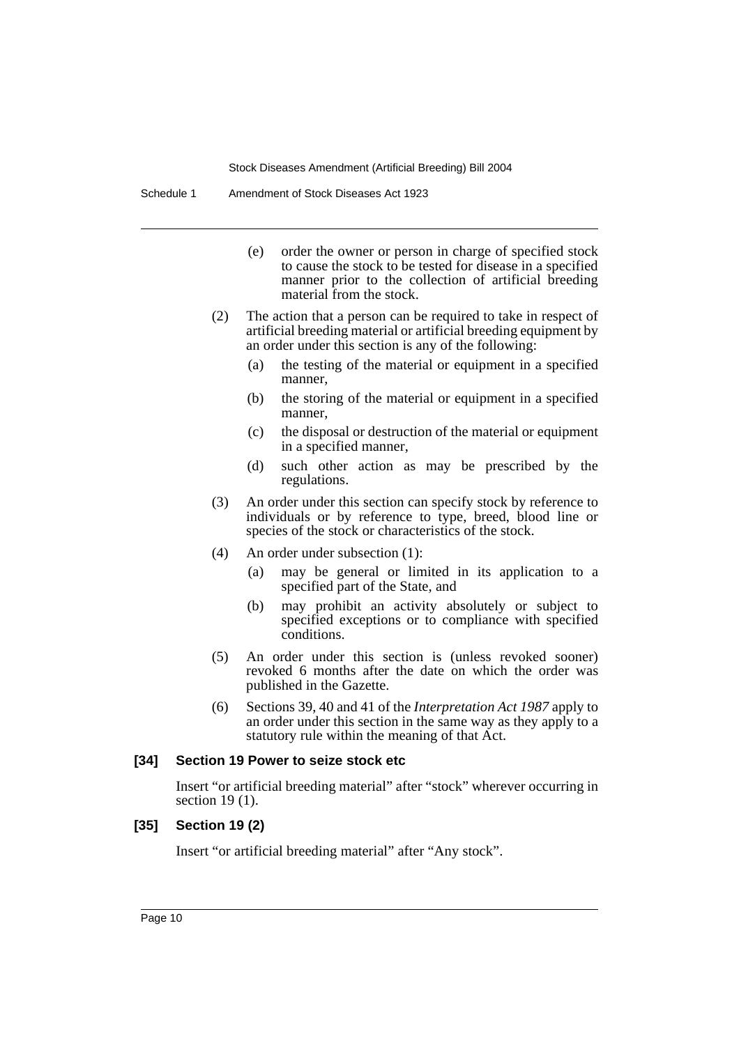(e) order the owner or person in charge of specified stock to cause the stock to be tested for disease in a specified manner prior to the collection of artificial breeding material from the stock.

(2) The action that a person can be required to take in respect of artificial breeding material or artificial breeding equipment by an order under this section is any of the following:

(a) the testing of the material or equipment in a specified manner,

(b) the storing of the material or equipment in a specified manner,

(c) the disposal or destruction of the material or equipment in a specified manner,

(d) such other action as may be prescribed by the regulations.

(3) An order under this section can specify stock by reference to individuals or by reference to type, breed, blood line or species of the stock or characteristics of the stock.

(4) An order under subsection (1):

(a) may be general or limited in its application to a specified part of the State, and

(b) may prohibit an activity absolutely or subject to specified exceptions or to compliance with specified conditions.

(5) An order under this section is (unless revoked sooner) revoked 6 months after the date on which the order was published in the Gazette.

(6) Sections 39, 40 and 41 of the *Interpretation Act 1987* apply to an order under this section in the same way as they apply to a statutory rule within the meaning of that Act.

**[34] Section 19 Power to seize stock etc**

Insert "or artificial breeding material" after "stock" wherever occurring in section 19 (1).

**[35] Section 19 (2)**

Insert "or artificial breeding material" after "Any stock".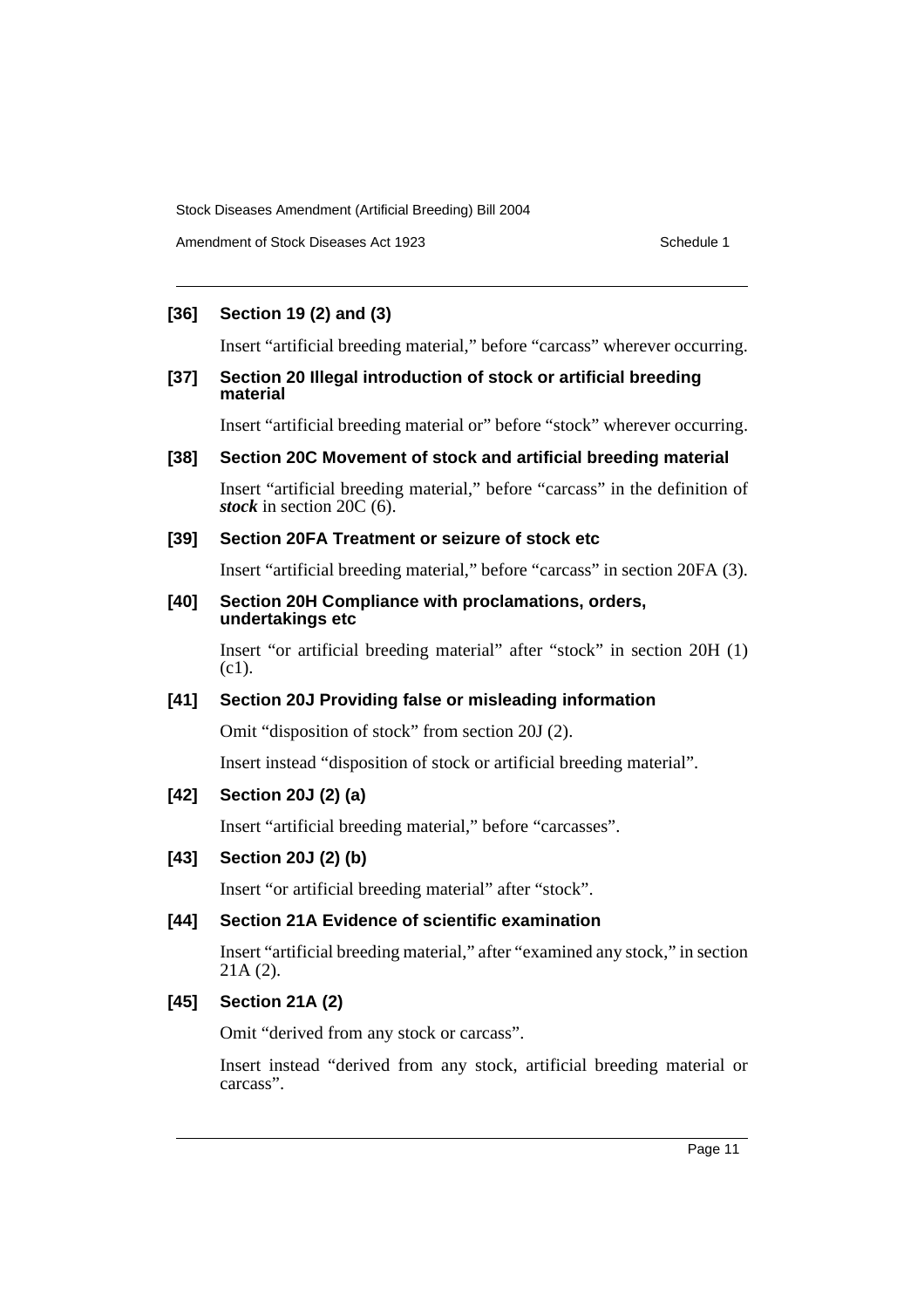### [36] Section 19 (2) and (3)

Insert “artificial breeding material,” before “carcass” wherever occurring.

### [37] Section 20 Illegal introduction of stock or artificial breeding material

Insert “artificial breeding material or” before “stock” wherever occurring.

### [38] Section 20C Movement of stock and artificial breeding material

Insert “artificial breeding material,” before “carcass” in the definition of ***stock*** in section 20C (6).

### [39] Section 20FA Treatment or seizure of stock etc

Insert “artificial breeding material,” before “carcass” in section 20FA (3).

### [40] Section 20H Compliance with proclamations, orders, undertakings etc

Insert “or artificial breeding material” after “stock” in section 20H (1) (c1).

### [41] Section 20J Providing false or misleading information

Omit “disposition of stock” from section 20J (2).

Insert instead “disposition of stock or artificial breeding material”.

### [42] Section 20J (2) (a)

Insert “artificial breeding material,” before “carcasses”.

### [43] Section 20J (2) (b)

Insert “or artificial breeding material” after “stock”.

### [44] Section 21A Evidence of scientific examination

Insert “artificial breeding material,” after “examined any stock,” in section 21A (2).

### [45] Section 21A (2)

Omit “derived from any stock or carcass”.

Insert instead “derived from any stock, artificial breeding material or carcass”.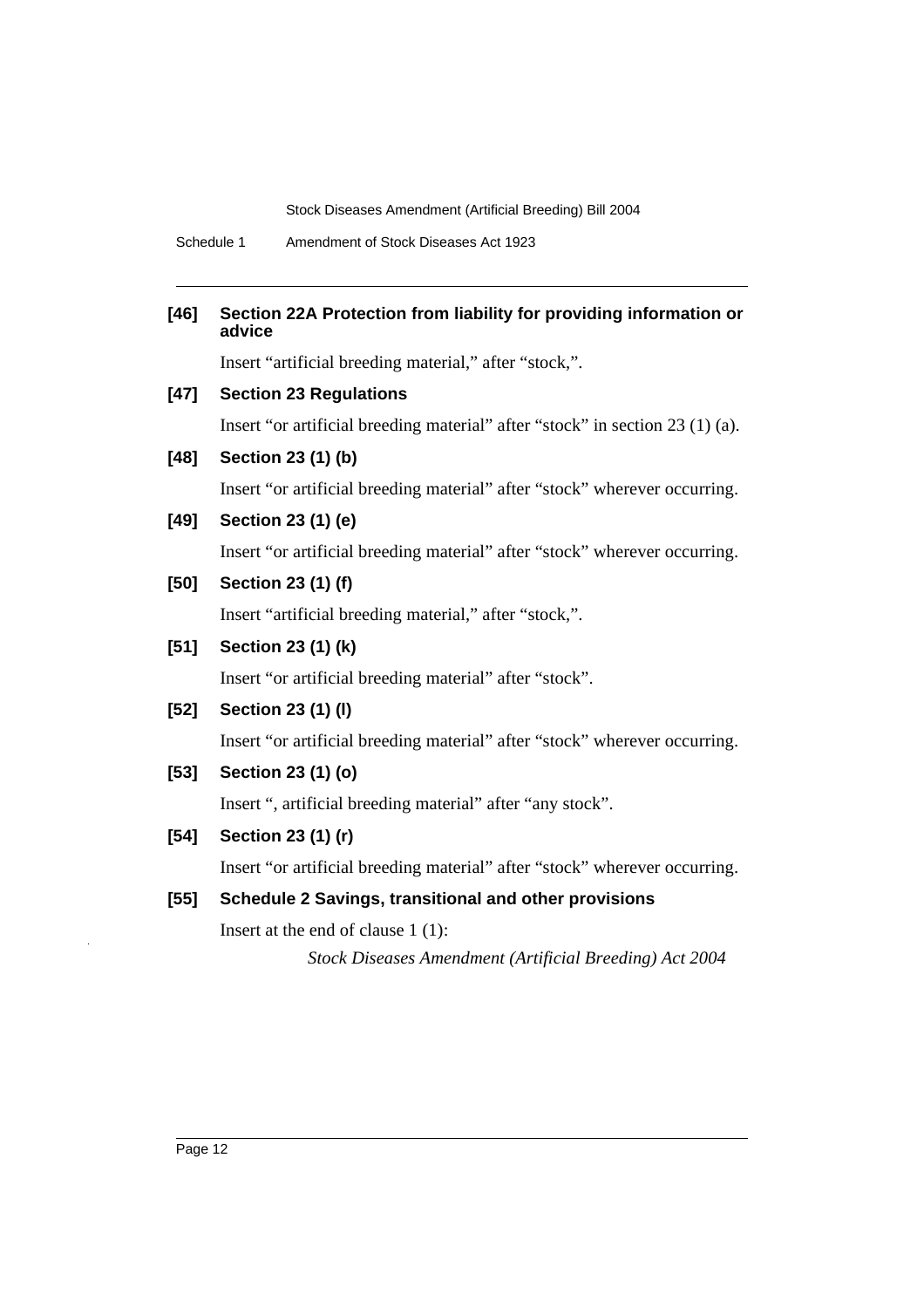**[46] Section 22A Protection from liability for providing information or advice**

Insert "artificial breeding material," after "stock,".

**[47] Section 23 Regulations**

Insert "or artificial breeding material" after "stock" in section 23 (1) (a).

**[48] Section 23 (1) (b)**

Insert "or artificial breeding material" after "stock" wherever occurring.

**[49] Section 23 (1) (e)**

Insert "or artificial breeding material" after "stock" wherever occurring.

**[50] Section 23 (1) (f)**

Insert "artificial breeding material," after "stock,".

**[51] Section 23 (1) (k)**

Insert "or artificial breeding material" after "stock".

**[52] Section 23 (1) (l)**

Insert "or artificial breeding material" after "stock" wherever occurring.

**[53] Section 23 (1) (o)**

Insert ", artificial breeding material" after "any stock".

**[54] Section 23 (1) (r)**

Insert "or artificial breeding material" after "stock" wherever occurring.

**[55] Schedule 2 Savings, transitional and other provisions**

Insert at the end of clause 1 (1):

*Stock Diseases Amendment (Artificial Breeding) Act 2004*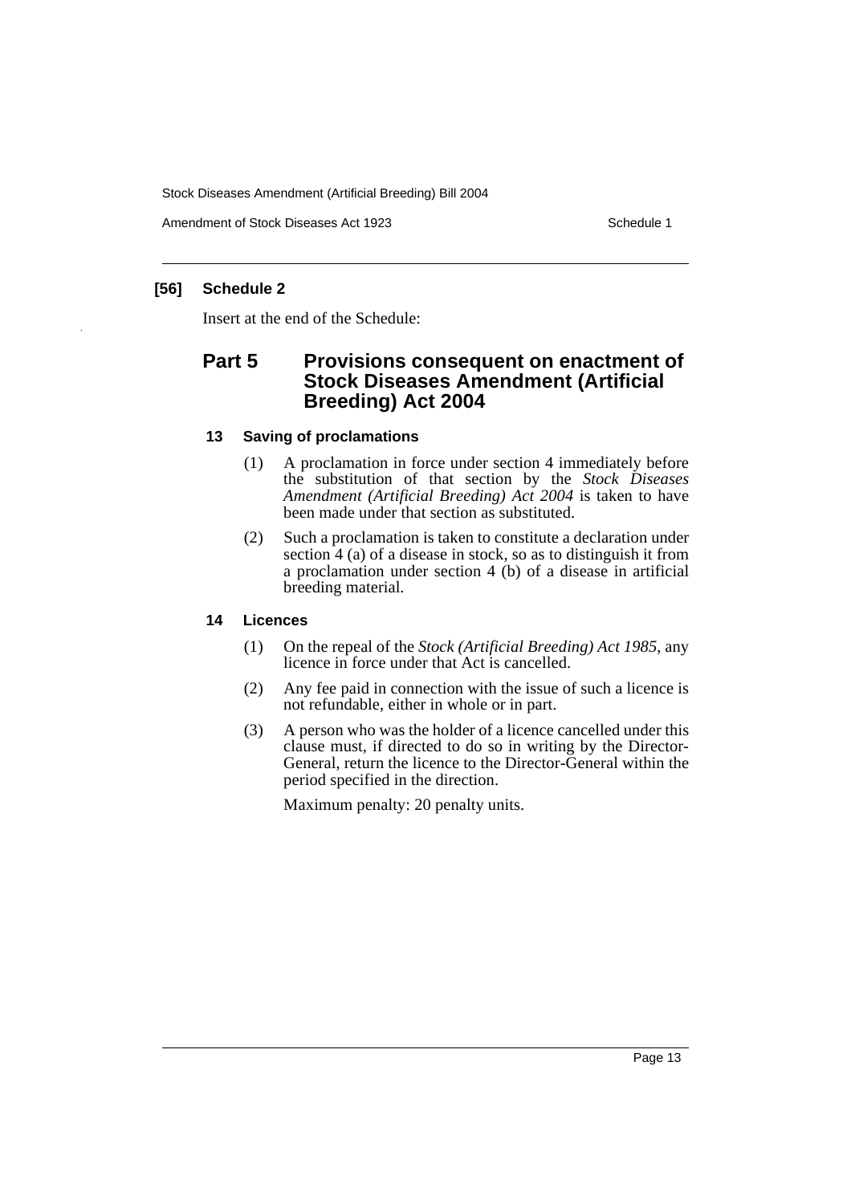### [56] Schedule 2

Insert at the end of the Schedule:

## Part 5 Provisions consequent on enactment of Stock Diseases Amendment (Artificial Breeding) Act 2004

#### 13 Saving of proclamations

(1) A proclamation in force under section 4 immediately before the substitution of that section by the *Stock Diseases Amendment (Artificial Breeding) Act 2004* is taken to have been made under that section as substituted.

(2) Such a proclamation is taken to constitute a declaration under section 4 (a) of a disease in stock, so as to distinguish it from a proclamation under section 4 (b) of a disease in artificial breeding material.

#### 14 Licences

(1) On the repeal of the *Stock (Artificial Breeding) Act 1985*, any licence in force under that Act is cancelled.

(2) Any fee paid in connection with the issue of such a licence is not refundable, either in whole or in part.

(3) A person who was the holder of a licence cancelled under this clause must, if directed to do so in writing by the Director-General, return the licence to the Director-General within the period specified in the direction.

Maximum penalty: 20 penalty units.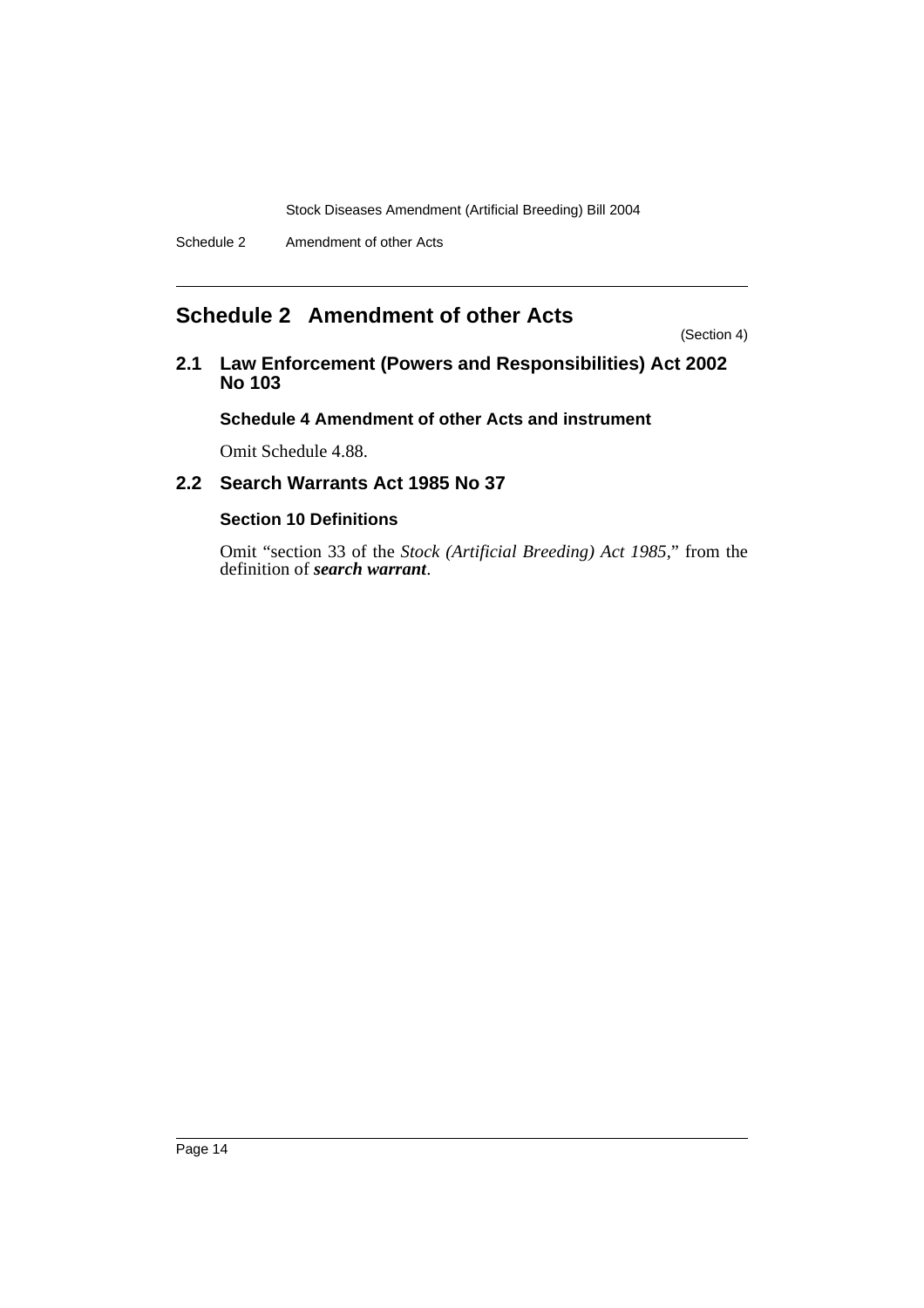## Schedule 2 Amendment of other Acts

(Section 4)

### 2.1 Law Enforcement (Powers and Responsibilities) Act 2002 No 103

**Schedule 4 Amendment of other Acts and instrument**

Omit Schedule 4.88.

### 2.2 Search Warrants Act 1985 No 37

**Section 10 Definitions**

Omit "section 33 of the *Stock (Artificial Breeding) Act 1985*," from the definition of ***search warrant***.